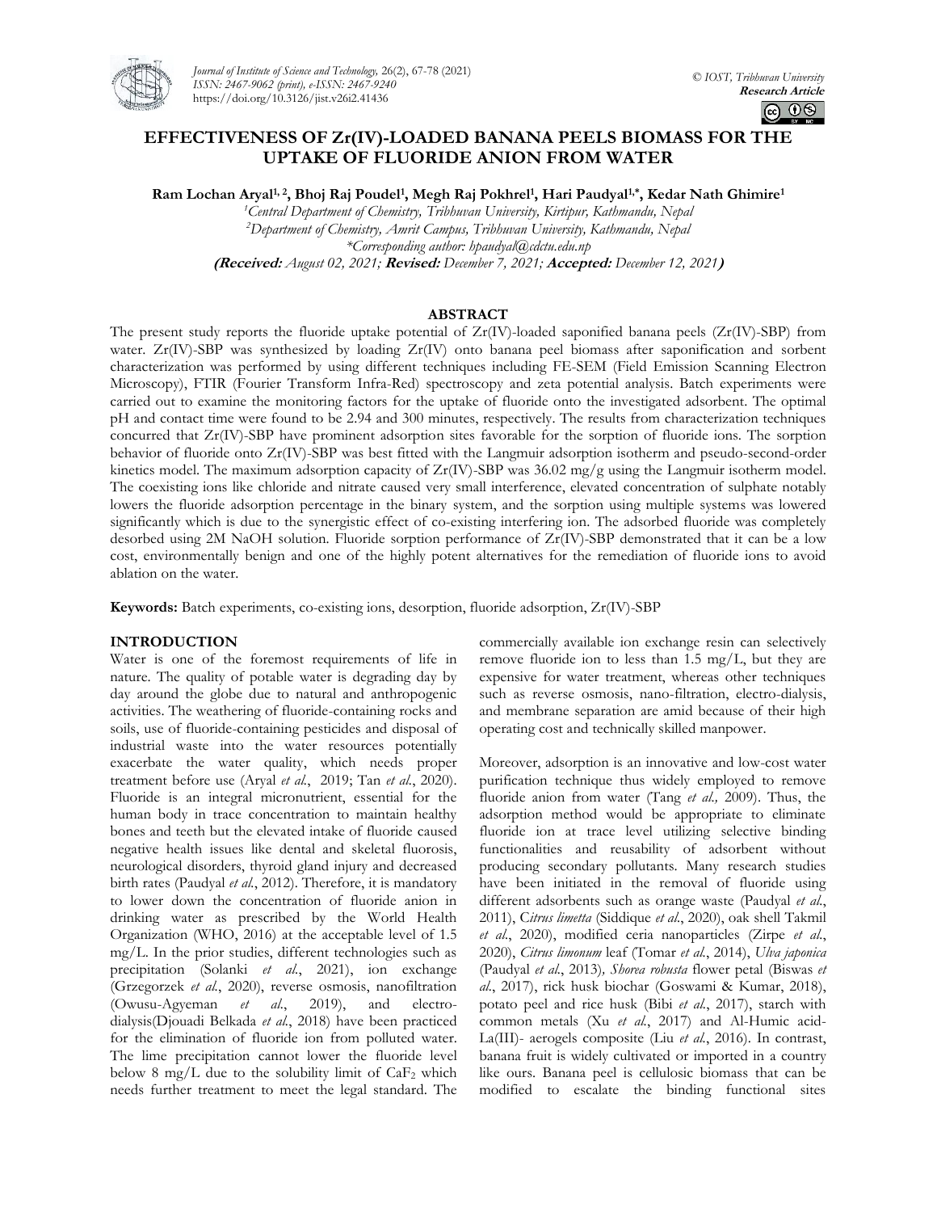# EFFECTIVENESS OF Zr(IV)-LOADED BANANA PEELS BIOMASS FOR THE UPTAKE OF FLUORIDE ANION FROM WATER

**Ram Lochan Aryal[1,2], Bhoj Raj Poudel[1], Megh Raj Pokhrel[1], Hari Paudyal[1,*], Kedar Nath Ghimire[1]**

[1]*Central Department of Chemistry, Tribhuvan University, Kirtipur, Kathmandu, Nepal*
[2]*Department of Chemistry, Amrit Campus, Tribhuvan University, Kathmandu, Nepal*
*\*Corresponding author: hpaudyal@cdctu.edu.np*

**(Received:** *August 02, 2021;* **Revised:** *December 7, 2021;* **Accepted:** *December 12, 2021***)**

## ABSTRACT

The present study reports the fluoride uptake potential of Zr(IV)-loaded saponified banana peels (Zr(IV)-SBP) from water. Zr(IV)-SBP was synthesized by loading Zr(IV) onto banana peel biomass after saponification and sorbent characterization was performed by using different techniques including FE-SEM (Field Emission Scanning Electron Microscopy), FTIR (Fourier Transform Infra-Red) spectroscopy and zeta potential analysis. Batch experiments were carried out to examine the monitoring factors for the uptake of fluoride onto the investigated adsorbent. The optimal pH and contact time were found to be 2.94 and 300 minutes, respectively. The results from characterization techniques concurred that Zr(IV)-SBP have prominent adsorption sites favorable for the sorption of fluoride ions. The sorption behavior of fluoride onto Zr(IV)-SBP was best fitted with the Langmuir adsorption isotherm and pseudo-second-order kinetics model. The maximum adsorption capacity of Zr(IV)-SBP was 36.02 mg/g using the Langmuir isotherm model. The coexisting ions like chloride and nitrate caused very small interference, elevated concentration of sulphate notably lowers the fluoride adsorption percentage in the binary system, and the sorption using multiple systems was lowered significantly which is due to the synergistic effect of co-existing interfering ion. The adsorbed fluoride was completely desorbed using 2M NaOH solution. Fluoride sorption performance of Zr(IV)-SBP demonstrated that it can be a low cost, environmentally benign and one of the highly potent alternatives for the remediation of fluoride ions to avoid ablation on the water.

**Keywords:** Batch experiments, co-existing ions, desorption, fluoride adsorption, Zr(IV)-SBP

## INTRODUCTION

Water is one of the foremost requirements of life in nature. The quality of potable water is degrading day by day around the globe due to natural and anthropogenic activities. The weathering of fluoride-containing rocks and soils, use of fluoride-containing pesticides and disposal of industrial waste into the water resources potentially exacerbate the water quality, which needs proper treatment before use (Aryal *et al.*, 2019; Tan *et al.*, 2020). Fluoride is an integral micronutrient, essential for the human body in trace concentration to maintain healthy bones and teeth but the elevated intake of fluoride caused negative health issues like dental and skeletal fluorosis, neurological disorders, thyroid gland injury and decreased birth rates (Paudyal *et al.*, 2012). Therefore, it is mandatory to lower down the concentration of fluoride anion in drinking water as prescribed by the World Health Organization (WHO, 2016) at the acceptable level of 1.5 mg/L. In the prior studies, different technologies such as precipitation (Solanki *et al.*, 2021), ion exchange (Grzegorzek *et al.*, 2020), reverse osmosis, nanofiltration (Owusu-Agyeman *et al.*, 2019), and electro-dialysis(Djouadi Belkada *et al.*, 2018) have been practiced for the elimination of fluoride ion from polluted water. The lime precipitation cannot lower the fluoride level below 8 mg/L due to the solubility limit of $CaF_2$ which needs further treatment to meet the legal standard. The commercially available ion exchange resin can selectively remove fluoride ion to less than 1.5 mg/L, but they are expensive for water treatment, whereas other techniques such as reverse osmosis, nano-filtration, electro-dialysis, and membrane separation are amid because of their high operating cost and technically skilled manpower.

Moreover, adsorption is an innovative and low-cost water purification technique thus widely employed to remove fluoride anion from water (Tang *et al.,* 2009). Thus, the adsorption method would be appropriate to eliminate fluoride ion at trace level utilizing selective binding functionalities and reusability of adsorbent without producing secondary pollutants. Many research studies have been initiated in the removal of fluoride using different adsorbents such as orange waste (Paudyal *et al.*, 2011), C*itrus limetta* (Siddique *et al.*, 2020), oak shell Takmil *et al.*, 2020), modified ceria nanoparticles (Zirpe *et al.*, 2020), *Citrus limonum* leaf (Tomar *et al.*, 2014), *Ulva japonica* (Paudyal *et al.*, 2013)*, Shorea robusta* flower petal (Biswas *et al.*, 2017), rick husk biochar (Goswami & Kumar, 2018), potato peel and rice husk (Bibi *et al.*, 2017), starch with common metals (Xu *et al.*, 2017) and Al-Humic acid-La(III)- aerogels composite (Liu *et al.*, 2016). In contrast, banana fruit is widely cultivated or imported in a country like ours. Banana peel is cellulosic biomass that can be modified to escalate the binding functional sites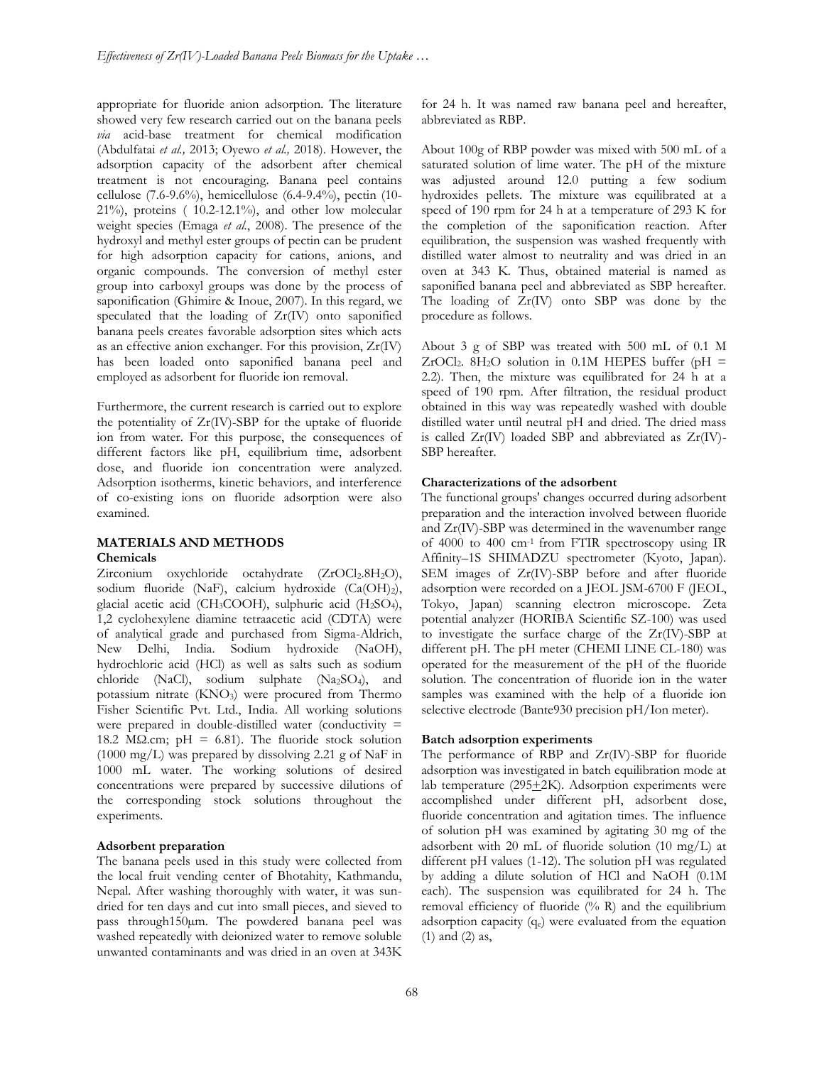appropriate for fluoride anion adsorption. The literature showed very few research carried out on the banana peels *via* acid-base treatment for chemical modification (Abdulfatai *et al.,* 2013; Oyewo *et al.,* 2018). However, the adsorption capacity of the adsorbent after chemical treatment is not encouraging. Banana peel contains cellulose (7.6-9.6%), hemicellulose (6.4-9.4%), pectin (10-21%), proteins ( 10.2-12.1%), and other low molecular weight species (Emaga *et al.*, 2008). The presence of the hydroxyl and methyl ester groups of pectin can be prudent for high adsorption capacity for cations, anions, and organic compounds. The conversion of methyl ester group into carboxyl groups was done by the process of saponification (Ghimire & Inoue, 2007). In this regard, we speculated that the loading of Zr(IV) onto saponified banana peels creates favorable adsorption sites which acts as an effective anion exchanger. For this provision, Zr(IV) has been loaded onto saponified banana peel and employed as adsorbent for fluoride ion removal.

Furthermore, the current research is carried out to explore the potentiality of Zr(IV)-SBP for the uptake of fluoride ion from water. For this purpose, the consequences of different factors like pH, equilibrium time, adsorbent dose, and fluoride ion concentration were analyzed. Adsorption isotherms, kinetic behaviors, and interference of co-existing ions on fluoride adsorption were also examined.

## MATERIALS AND METHODS

### Chemicals

Zirconium oxychloride octahydrate ($ZrOCl_2.8H_2O$), sodium fluoride (NaF), calcium hydroxide ($Ca(OH)_2$), glacial acetic acid ($CH_3COOH$), sulphuric acid ($H_2SO_4$), 1,2 cyclohexylene diamine tetraacetic acid (CDTA) were of analytical grade and purchased from Sigma-Aldrich, New Delhi, India. Sodium hydroxide (NaOH), hydrochloric acid (HCl) as well as salts such as sodium chloride (NaCl), sodium sulphate ($Na_2SO_4$), and potassium nitrate ($KNO_3$) were procured from Thermo Fisher Scientific Pvt. Ltd., India. All working solutions were prepared in double-distilled water (conductivity = 18.2 MΩ.cm; pH = 6.81). The fluoride stock solution (1000 mg/L) was prepared by dissolving 2.21 g of NaF in 1000 mL water. The working solutions of desired concentrations were prepared by successive dilutions of the corresponding stock solutions throughout the experiments.

### Adsorbent preparation

The banana peels used in this study were collected from the local fruit vending center of Bhotahity, Kathmandu, Nepal. After washing thoroughly with water, it was sun-dried for ten days and cut into small pieces, and sieved to pass through150μm. The powdered banana peel was washed repeatedly with deionized water to remove soluble unwanted contaminants and was dried in an oven at 343K for 24 h. It was named raw banana peel and hereafter, abbreviated as RBP.

About 100g of RBP powder was mixed with 500 mL of a saturated solution of lime water. The pH of the mixture was adjusted around 12.0 putting a few sodium hydroxides pellets. The mixture was equilibrated at a speed of 190 rpm for 24 h at a temperature of 293 K for the completion of the saponification reaction. After equilibration, the suspension was washed frequently with distilled water almost to neutrality and was dried in an oven at 343 K. Thus, obtained material is named as saponified banana peel and abbreviated as SBP hereafter. The loading of Zr(IV) onto SBP was done by the procedure as follows.

About 3 g of SBP was treated with 500 mL of 0.1 M $ZrOCl_2$. $8H_2O$ solution in 0.1M HEPES buffer (pH = 2.2). Then, the mixture was equilibrated for 24 h at a speed of 190 rpm. After filtration, the residual product obtained in this way was repeatedly washed with double distilled water until neutral pH and dried. The dried mass is called Zr(IV) loaded SBP and abbreviated as Zr(IV)-SBP hereafter.

### Characterizations of the adsorbent

The functional groups' changes occurred during adsorbent preparation and the interaction involved between fluoride and Zr(IV)-SBP was determined in the wavenumber range of 4000 to 400 $cm^{-1}$ from FTIR spectroscopy using IR Affinity–1S SHIMADZU spectrometer (Kyoto, Japan). SEM images of Zr(IV)-SBP before and after fluoride adsorption were recorded on a JEOL JSM-6700 F (JEOL, Tokyo, Japan) scanning electron microscope. Zeta potential analyzer (HORIBA Scientific SZ-100) was used to investigate the surface charge of the Zr(IV)-SBP at different pH. The pH meter (CHEMI LINE CL-180) was operated for the measurement of the pH of the fluoride solution. The concentration of fluoride ion in the water samples was examined with the help of a fluoride ion selective electrode (Bante930 precision pH/Ion meter).

### Batch adsorption experiments

The performance of RBP and Zr(IV)-SBP for fluoride adsorption was investigated in batch equilibration mode at lab temperature (295$\pm$2K). Adsorption experiments were accomplished under different pH, adsorbent dose, fluoride concentration and agitation times. The influence of solution pH was examined by agitating 30 mg of the adsorbent with 20 mL of fluoride solution (10 mg/L) at different pH values (1-12). The solution pH was regulated by adding a dilute solution of HCl and NaOH (0.1M each). The suspension was equilibrated for 24 h. The removal efficiency of fluoride (% R) and the equilibrium adsorption capacity ($q_e$) were evaluated from the equation (1) and (2) as,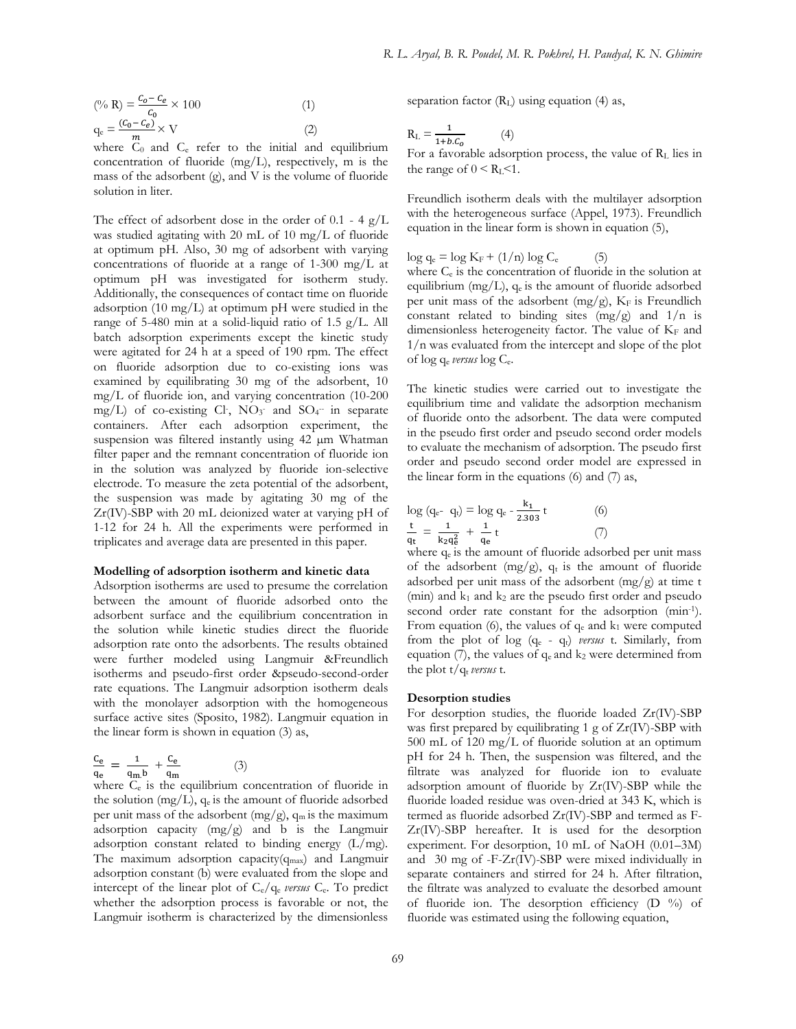$$(\% \text{ R}) = \frac{C_o - C_e}{C_0} \times 100 \quad (1)$$

$$q_e = \frac{(C_0 - C_e)}{m} \times V \quad (2)$$

where $C_0$ and $C_e$ refer to the initial and equilibrium concentration of fluoride (mg/L), respectively, m is the mass of the adsorbent (g), and V is the volume of fluoride solution in liter.

The effect of adsorbent dose in the order of 0.1 - 4 g/L was studied agitating with 20 mL of 10 mg/L of fluoride at optimum pH. Also, 30 mg of adsorbent with varying concentrations of fluoride at a range of 1-300 mg/L at optimum pH was investigated for isotherm study. Additionally, the consequences of contact time on fluoride adsorption (10 mg/L) at optimum pH were studied in the range of 5-480 min at a solid-liquid ratio of 1.5 g/L. All batch adsorption experiments except the kinetic study were agitated for 24 h at a speed of 190 rpm. The effect on fluoride adsorption due to co-existing ions was examined by equilibrating 30 mg of the adsorbent, 10 mg/L of fluoride ion, and varying concentration (10-200 mg/L) of co-existing $Cl^-$, $NO_3^-$ and $SO_4^{--}$ in separate containers. After each adsorption experiment, the suspension was filtered instantly using 42 μm Whatman filter paper and the remnant concentration of fluoride ion in the solution was analyzed by fluoride ion-selective electrode. To measure the zeta potential of the adsorbent, the suspension was made by agitating 30 mg of the Zr(IV)-SBP with 20 mL deionized water at varying pH of 1-12 for 24 h. All the experiments were performed in triplicates and average data are presented in this paper.

**Modelling of adsorption isotherm and kinetic data**

Adsorption isotherms are used to presume the correlation between the amount of fluoride adsorbed onto the adsorbent surface and the equilibrium concentration in the solution while kinetic studies direct the fluoride adsorption rate onto the adsorbents. The results obtained were further modeled using Langmuir &Freundlich isotherms and pseudo-first order &pseudo-second-order rate equations. The Langmuir adsorption isotherm deals with the monolayer adsorption with the homogeneous surface active sites (Sposito, 1982). Langmuir equation in the linear form is shown in equation (3) as,

$$\frac{C_e}{q_e} = \frac{1}{q_m.b} + \frac{C_e}{q_m} \quad (3)$$

where $C_e$ is the equilibrium concentration of fluoride in the solution (mg/L), $q_e$ is the amount of fluoride adsorbed per unit mass of the adsorbent (mg/g), $q_m$ is the maximum adsorption capacity (mg/g) and b is the Langmuir adsorption constant related to binding energy (L/mg). The maximum adsorption capacity($q_{max}$) and Langmuir adsorption constant (b) were evaluated from the slope and intercept of the linear plot of $C_e/q_e$ *versus* $C_e$. To predict whether the adsorption process is favorable or not, the Langmuir isotherm is characterized by the dimensionless separation factor ($R_L$) using equation (4) as,

$$R_L = \frac{1}{1 + b.C_o} \quad (4)$$

For a favorable adsorption process, the value of $R_L$ lies in the range of $0 < R_L < 1$.

Freundlich isotherm deals with the multilayer adsorption with the heterogeneous surface (Appel, 1973). Freundlich equation in the linear form is shown in equation (5),

$$\log q_e = \log K_F + (1/n) \log C_e \quad (5)$$

where $C_e$ is the concentration of fluoride in the solution at equilibrium (mg/L), $q_e$ is the amount of fluoride adsorbed per unit mass of the adsorbent (mg/g), $K_F$ is Freundlich constant related to binding sites (mg/g) and 1/n is dimensionless heterogeneity factor. The value of $K_F$ and 1/n was evaluated from the intercept and slope of the plot of log $q_e$ *versus* log $C_e$.

The kinetic studies were carried out to investigate the equilibrium time and validate the adsorption mechanism of fluoride onto the adsorbent. The data were computed in the pseudo first order and pseudo second order models to evaluate the mechanism of adsorption. The pseudo first order and pseudo second order model are expressed in the linear form in the equations (6) and (7) as,

$$\log (q_e - q_t) = \log q_e - \frac{k_1}{2.303} t \quad (6)$$

$$\frac{t}{q_t} = \frac{1}{k_2 q_e^2} + \frac{1}{q_e} t \quad (7)$$

where $q_e$ is the amount of fluoride adsorbed per unit mass of the adsorbent (mg/g), $q_t$ is the amount of fluoride adsorbed per unit mass of the adsorbent (mg/g) at time t (min) and $k_1$ and $k_2$ are the pseudo first order and pseudo second order rate constant for the adsorption ($min^{-1}$). From equation (6), the values of $q_e$ and $k_1$ were computed from the plot of log ($q_e$ - $q_t$) *versus* t. Similarly, from equation (7), the values of $q_e$ and $k_2$ were determined from the plot $t/q_t$ *versus* t.

**Desorption studies**

For desorption studies, the fluoride loaded Zr(IV)-SBP was first prepared by equilibrating 1 g of Zr(IV)-SBP with 500 mL of 120 mg/L of fluoride solution at an optimum pH for 24 h. Then, the suspension was filtered, and the filtrate was analyzed for fluoride ion to evaluate adsorption amount of fluoride by Zr(IV)-SBP while the fluoride loaded residue was oven-dried at 343 K, which is termed as fluoride adsorbed Zr(IV)-SBP and termed as F-Zr(IV)-SBP hereafter. It is used for the desorption experiment. For desorption, 10 mL of NaOH (0.01–3M) and 30 mg of -F-Zr(IV)-SBP were mixed individually in separate containers and stirred for 24 h. After filtration, the filtrate was analyzed to evaluate the desorbed amount of fluoride ion. The desorption efficiency (D %) of fluoride was estimated using the following equation,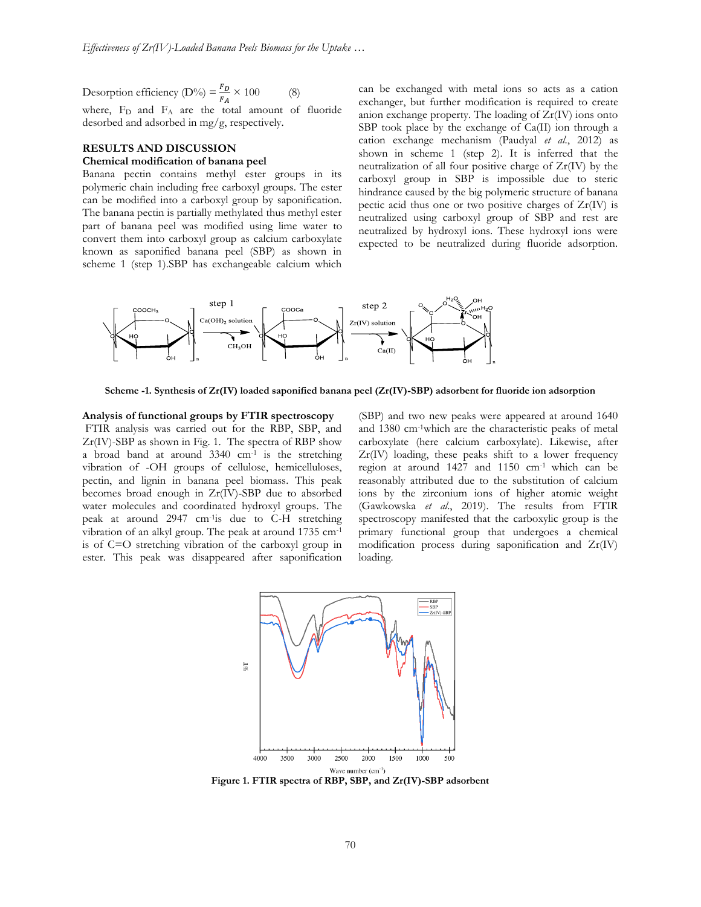$$\text{Desorption efficiency (D\%)} = \frac{F_D}{F_A} \times 100 \qquad (8)$$

where, $F_D$ and $F_A$ are the total amount of fluoride desorbed and adsorbed in mg/g, respectively.

## RESULTS AND DISCUSSION

### Chemical modification of banana peel

Banana pectin contains methyl ester groups in its polymeric chain including free carboxyl groups. The ester can be modified into a carboxyl group by saponification. The banana pectin is partially methylated thus methyl ester part of banana peel was modified using lime water to convert them into carboxyl group as calcium carboxylate known as saponified banana peel (SBP) as shown in scheme 1 (step 1).SBP has exchangeable calcium which can be exchanged with metal ions so acts as a cation exchanger, but further modification is required to create anion exchange property. The loading of Zr(IV) ions onto SBP took place by the exchange of Ca(II) ion through a cation exchange mechanism (Paudyal *et al*., 2012) as shown in scheme 1 (step 2). It is inferred that the neutralization of all four positive charge of Zr(IV) by the carboxyl group in SBP is impossible due to steric hindrance caused by the big polymeric structure of banana pectic acid thus one or two positive charges of Zr(IV) is neutralized using carboxyl group of SBP and rest are neutralized by hydroxyl ions. These hydroxyl ions were expected to be neutralized during fluoride adsorption.

**Scheme -1. Synthesis of Zr(IV) loaded saponified banana peel (Zr(IV)-SBP) adsorbent for fluoride ion adsorption**

### Analysis of functional groups by FTIR spectroscopy

FTIR analysis was carried out for the RBP, SBP, and Zr(IV)-SBP as shown in Fig. 1. The spectra of RBP show a broad band at around 3340 $cm^{-1}$ is the stretching vibration of -OH groups of cellulose, hemicelluloses, pectin, and lignin in banana peel biomass. This peak becomes broad enough in Zr(IV)-SBP due to absorbed water molecules and coordinated hydroxyl groups. The peak at around 2947 $cm^{-1}$is due to C-H stretching vibration of an alkyl group. The peak at around 1735 $cm^{-1}$ is of C=O stretching vibration of the carboxyl group in ester. This peak was disappeared after saponification (SBP) and two new peaks were appeared at around 1640 and 1380 $cm^{-1}$which are the characteristic peaks of metal carboxylate (here calcium carboxylate). Likewise, after Zr(IV) loading, these peaks shift to a lower frequency region at around 1427 and 1150 $cm^{-1}$ which can be reasonably attributed due to the substitution of calcium ions by the zirconium ions of higher atomic weight (Gawkowska *et al*., 2019). The results from FTIR spectroscopy manifested that the carboxylic group is the primary functional group that undergoes a chemical modification process during saponification and Zr(IV) loading.

**Figure 1. FTIR spectra of RBP, SBP, and Zr(IV)-SBP adsorbent**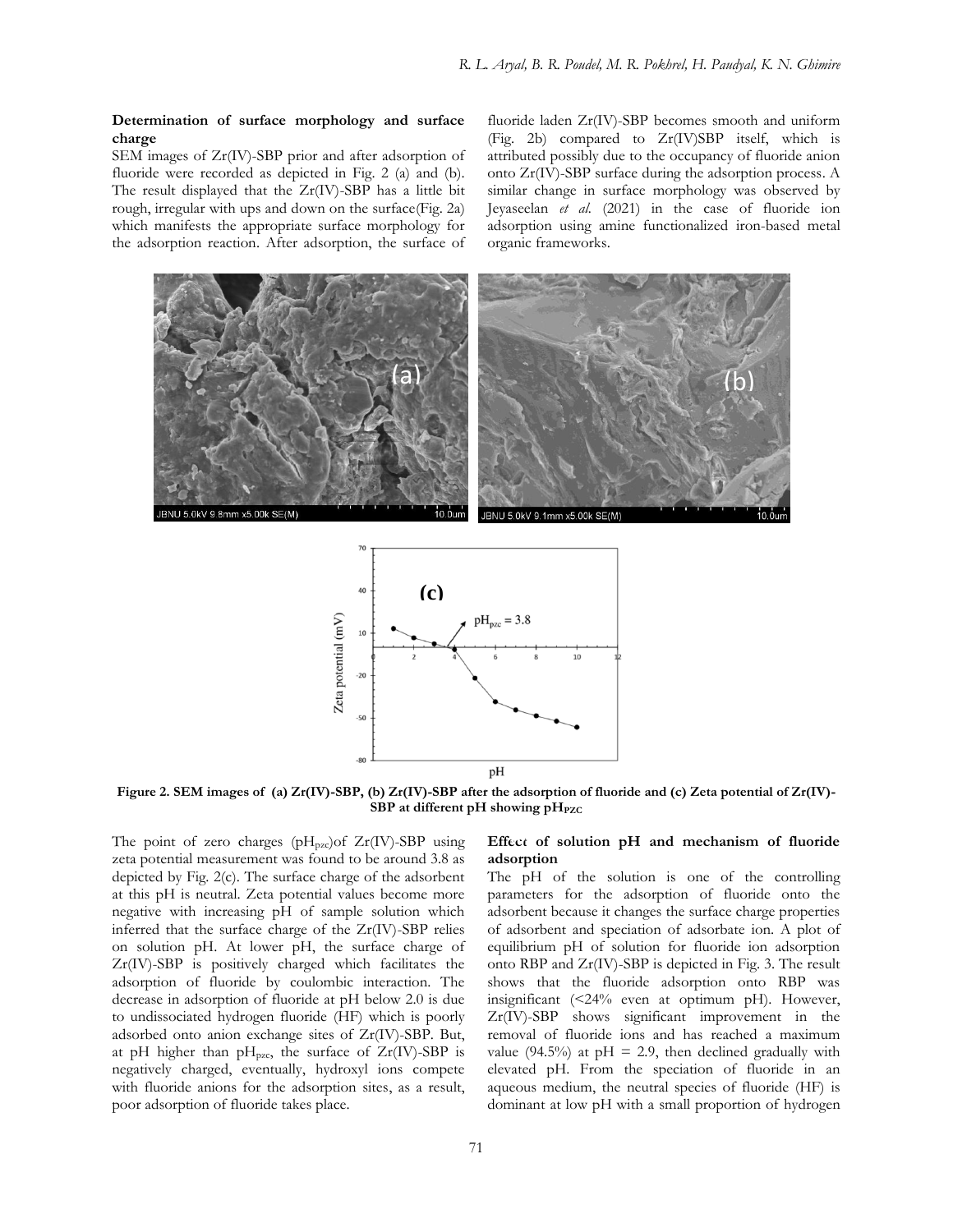**Determination of surface morphology and surface charge**

SEM images of Zr(IV)-SBP prior and after adsorption of fluoride were recorded as depicted in Fig. 2 (a) and (b). The result displayed that the Zr(IV)-SBP has a little bit rough, irregular with ups and down on the surface(Fig. 2a) which manifests the appropriate surface morphology for the adsorption reaction. After adsorption, the surface of fluoride laden Zr(IV)-SBP becomes smooth and uniform (Fig. 2b) compared to Zr(IV)SBP itself, which is attributed possibly due to the occupancy of fluoride anion onto Zr(IV)-SBP surface during the adsorption process. A similar change in surface morphology was observed by Jeyaseelan *et al.* (2021) in the case of fluoride ion adsorption using amine functionalized iron-based metal organic frameworks.

**Figure 2. SEM images of (a) Zr(IV)-SBP, (b) Zr(IV)-SBP after the adsorption of fluoride and (c) Zeta potential of Zr(IV)-SBP at different pH showing $pH_{PZC}$**

The point of zero charges ($pH_{pzc}$)of Zr(IV)-SBP using zeta potential measurement was found to be around 3.8 as depicted by Fig. 2(c). The surface charge of the adsorbent at this pH is neutral. Zeta potential values become more negative with increasing pH of sample solution which inferred that the surface charge of the Zr(IV)-SBP relies on solution pH. At lower pH, the surface charge of Zr(IV)-SBP is positively charged which facilitates the adsorption of fluoride by coulombic interaction. The decrease in adsorption of fluoride at pH below 2.0 is due to undissociated hydrogen fluoride (HF) which is poorly adsorbed onto anion exchange sites of Zr(IV)-SBP. But, at pH higher than $pH_{pzc}$, the surface of Zr(IV)-SBP is negatively charged, eventually, hydroxyl ions compete with fluoride anions for the adsorption sites, as a result, poor adsorption of fluoride takes place.

**Effect of solution pH and mechanism of fluoride adsorption**

The pH of the solution is one of the controlling parameters for the adsorption of fluoride onto the adsorbent because it changes the surface charge properties of adsorbent and speciation of adsorbate ion. A plot of equilibrium pH of solution for fluoride ion adsorption onto RBP and Zr(IV)-SBP is depicted in Fig. 3. The result shows that the fluoride adsorption onto RBP was insignificant (<24% even at optimum pH). However, Zr(IV)-SBP shows significant improvement in the removal of fluoride ions and has reached a maximum value (94.5%) at pH = 2.9, then declined gradually with elevated pH. From the speciation of fluoride in an aqueous medium, the neutral species of fluoride (HF) is dominant at low pH with a small proportion of hydrogen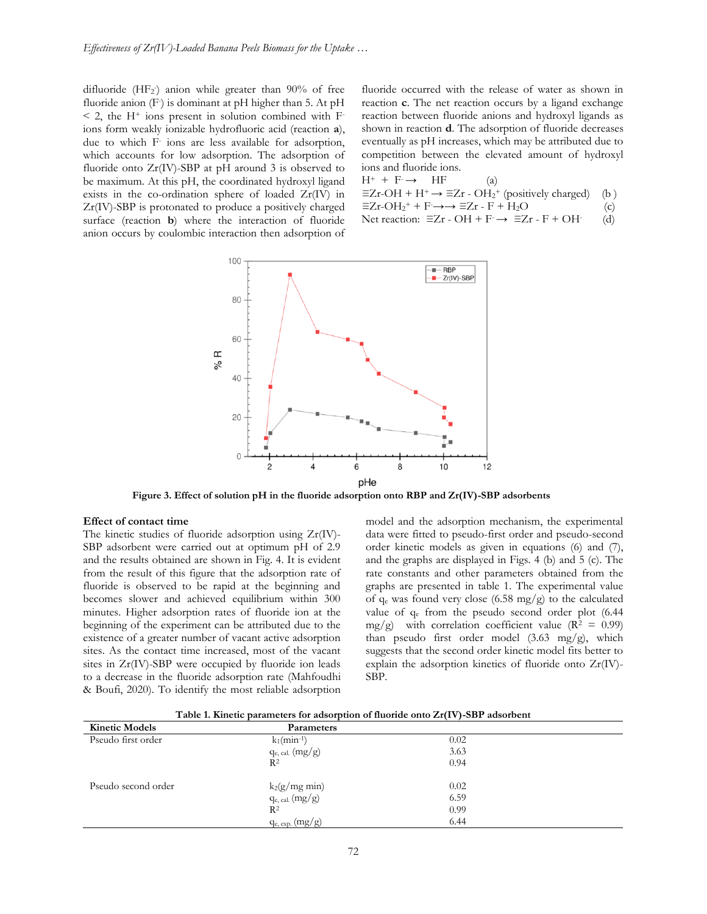difluoride ($HF_2^-$) anion while greater than 90% of free fluoride anion ($F^-$) is dominant at pH higher than 5. At pH < 2, the $H^+$ ions present in solution combined with $F^-$ ions form weakly ionizable hydrofluoric acid (reaction **a**), due to which $F^-$ ions are less available for adsorption, which accounts for low adsorption. The adsorption of fluoride onto Zr(IV)-SBP at pH around 3 is observed to be maximum. At this pH, the coordinated hydroxyl ligand exists in the co-ordination sphere of loaded Zr(IV) in Zr(IV)-SBP is protonated to produce a positively charged surface (reaction **b**) where the interaction of fluoride anion occurs by coulombic interaction then adsorption of fluoride occurred with the release of water as shown in reaction **c**. The net reaction occurs by a ligand exchange reaction between fluoride anions and hydroxyl ligands as shown in reaction **d**. The adsorption of fluoride decreases eventually as pH increases, which may be attributed due to competition between the elevated amount of hydroxyl ions and fluoride ions.

$H^+ + F^- \rightarrow HF$ (a)

$\equiv Zr\text{-}OH + H^+ \rightarrow \equiv Zr\text{-}OH_2^+$ (positively charged) (b)

$\equiv Zr\text{-}OH_2^+ + F^- \rightarrow\rightarrow \equiv Zr\text{-}F + H_2O$ (c)

Net reaction: $\equiv Zr\text{-}OH + F^- \rightarrow \equiv Zr\text{-}F + OH^-$ (d)

**Figure 3. Effect of solution pH in the fluoride adsorption onto RBP and Zr(IV)-SBP adsorbents**

### Effect of contact time

The kinetic studies of fluoride adsorption using Zr(IV)-SBP adsorbent were carried out at optimum pH of 2.9 and the results obtained are shown in Fig. 4. It is evident from the result of this figure that the adsorption rate of fluoride is observed to be rapid at the beginning and becomes slower and achieved equilibrium within 300 minutes. Higher adsorption rates of fluoride ion at the beginning of the experiment can be attributed due to the existence of a greater number of vacant active adsorption sites. As the contact time increased, most of the vacant sites in Zr(IV)-SBP were occupied by fluoride ion leads to a decrease in the fluoride adsorption rate (Mahfoudhi & Boufi, 2020). To identify the most reliable adsorption model and the adsorption mechanism, the experimental data were fitted to pseudo-first order and pseudo-second order kinetic models as given in equations (6) and (7), and the graphs are displayed in Figs. 4 (b) and 5 (c). The rate constants and other parameters obtained from the graphs are presented in table 1. The experimental value of $q_e$ was found very close (6.58 mg/g) to the calculated value of $q_e$ from the pseudo second order plot (6.44 mg/g) with correlation coefficient value ($R^2$ = 0.99) than pseudo first order model (3.63 mg/g), which suggests that the second order kinetic model fits better to explain the adsorption kinetics of fluoride onto Zr(IV)-SBP.

**Table 1. Kinetic parameters for adsorption of fluoride onto Zr(IV)-SBP adsorbent**

| Kinetic Models | Parameters | |
|---|---|---|
| Pseudo first order | $k_1$(min$^{-1}$) | 0.02 |
| | $q_{e,\ cal.}$ (mg/g) | 3.63 |
| | $R^2$ | 0.94 |
| Pseudo second order | $k_2$(g/mg min) | 0.02 |
| | $q_{e,\ cal.}$ (mg/g) | 6.59 |
| | $R^2$ | 0.99 |
| | $q_{e,\ exp.}$ (mg/g) | 6.44 |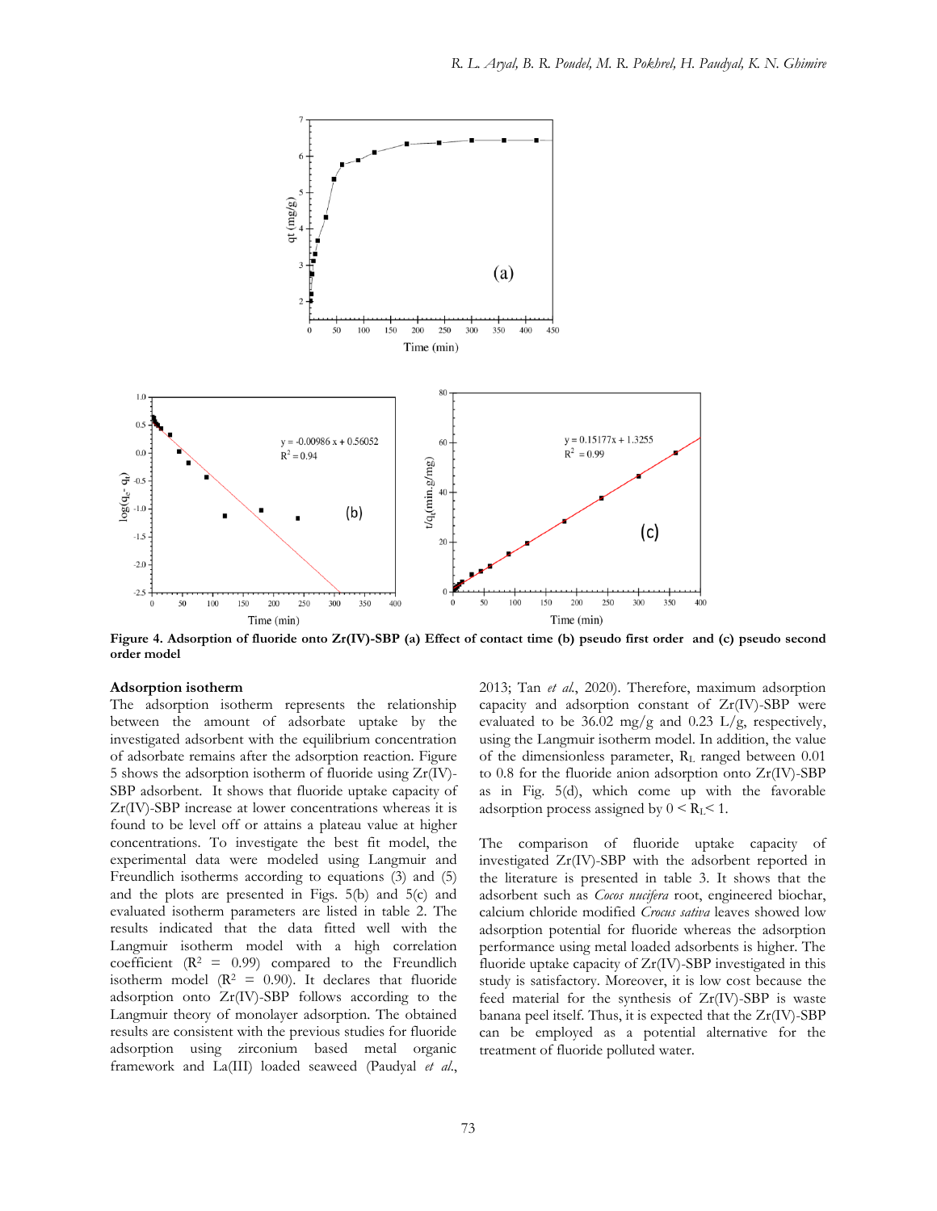**Figure 4. Adsorption of fluoride onto Zr(IV)-SBP (a) Effect of contact time (b) pseudo first order and (c) pseudo second order model**

## Adsorption isotherm

The adsorption isotherm represents the relationship between the amount of adsorbate uptake by the investigated adsorbent with the equilibrium concentration of adsorbate remains after the adsorption reaction. Figure 5 shows the adsorption isotherm of fluoride using Zr(IV)-SBP adsorbent. It shows that fluoride uptake capacity of Zr(IV)-SBP increase at lower concentrations whereas it is found to be level off or attains a plateau value at higher concentrations. To investigate the best fit model, the experimental data were modeled using Langmuir and Freundlich isotherms according to equations (3) and (5) and the plots are presented in Figs. 5(b) and 5(c) and evaluated isotherm parameters are listed in table 2. The results indicated that the data fitted well with the Langmuir isotherm model with a high correlation coefficient ($R^2$ = 0.99) compared to the Freundlich isotherm model ($R^2$ = 0.90). It declares that fluoride adsorption onto Zr(IV)-SBP follows according to the Langmuir theory of monolayer adsorption. The obtained results are consistent with the previous studies for fluoride adsorption using zirconium based metal organic framework and La(III) loaded seaweed (Paudyal *et al*., 2013; Tan *et al*., 2020). Therefore, maximum adsorption capacity and adsorption constant of Zr(IV)-SBP were evaluated to be 36.02 mg/g and 0.23 L/g, respectively, using the Langmuir isotherm model. In addition, the value of the dimensionless parameter, $R_L$ ranged between 0.01 to 0.8 for the fluoride anion adsorption onto Zr(IV)-SBP as in Fig. 5(d), which come up with the favorable adsorption process assigned by $0 < R_L < 1$.

The comparison of fluoride uptake capacity of investigated Zr(IV)-SBP with the adsorbent reported in the literature is presented in table 3. It shows that the adsorbent such as *Cocos nucifera* root, engineered biochar, calcium chloride modified *Crocus sativa* leaves showed low adsorption potential for fluoride whereas the adsorption performance using metal loaded adsorbents is higher. The fluoride uptake capacity of Zr(IV)-SBP investigated in this study is satisfactory. Moreover, it is low cost because the feed material for the synthesis of Zr(IV)-SBP is waste banana peel itself. Thus, it is expected that the Zr(IV)-SBP can be employed as a potential alternative for the treatment of fluoride polluted water.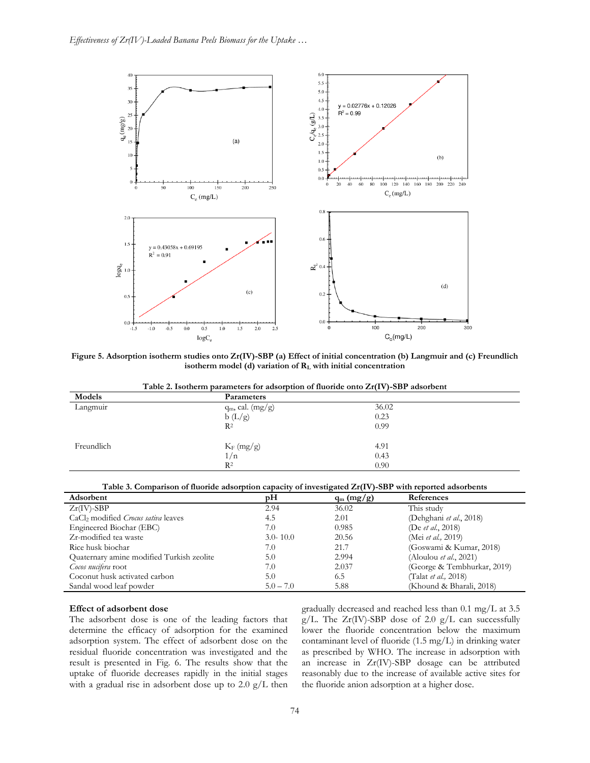Figure 5. Adsorption isotherm studies onto Zr(IV)-SBP (a) Effect of initial concentration (b) Langmuir and (c) Freundlich isotherm model (d) variation of $R_L$ with initial concentration

**Table 2. Isotherm parameters for adsorption of fluoride onto Zr(IV)-SBP adsorbent**

| Models | Parameters | |
|---|---|---|
| Langmuir | $q_m$, cal. (mg/g) | 36.02 |
| | b (L/g) | 0.23 |
| | $R^2$ | 0.99 |
| Freundlich | $K_F$ (mg/g) | 4.91 |
| | 1/n | 0.43 |
| | $R^2$ | 0.90 |

**Table 3. Comparison of fluoride adsorption capacity of investigated Zr(IV)-SBP with reported adsorbents**

| Adsorbent | pH | $q_m$ (mg/g) | References |
|---|---|---|---|
| Zr(IV)-SBP | 2.94 | 36.02 | This study |
| $CaCl_2$ modified *Crocus sativa* leaves | 4.5 | 2.01 | (Dehghani *et al.*, 2018) |
| Engineered Biochar (EBC) | 7.0 | 0.985 | (De *et al.*, 2018) |
| Zr-modified tea waste | 3.0- 10.0 | 20.56 | (Mei *et al.*, 2019) |
| Rice husk biochar | 7.0 | 21.7 | (Goswami & Kumar, 2018) |
| Quaternary amine modified Turkish zeolite | 5.0 | 2.994 | (Aloulou *et al.*, 2021) |
| *Cocos nucifera* root | 7.0 | 2.037 | (George & Tembhurkar, 2019) |
| Coconut husk activated carbon | 5.0 | 6.5 | (Talat *et al.*, 2018) |
| Sandal wood leaf powder | 5.0 – 7.0 | 5.88 | (Khound & Bharali, 2018) |

### Effect of adsorbent dose

The adsorbent dose is one of the leading factors that determine the efficacy of adsorption for the examined adsorption system. The effect of adsorbent dose on the residual fluoride concentration was investigated and the result is presented in Fig. 6. The results show that the uptake of fluoride decreases rapidly in the initial stages with a gradual rise in adsorbent dose up to 2.0 g/L then gradually decreased and reached less than 0.1 mg/L at 3.5 g/L. The Zr(IV)-SBP dose of 2.0 g/L can successfully lower the fluoride concentration below the maximum contaminant level of fluoride (1.5 mg/L) in drinking water as prescribed by WHO. The increase in adsorption with an increase in Zr(IV)-SBP dosage can be attributed reasonably due to the increase of available active sites for the fluoride anion adsorption at a higher dose.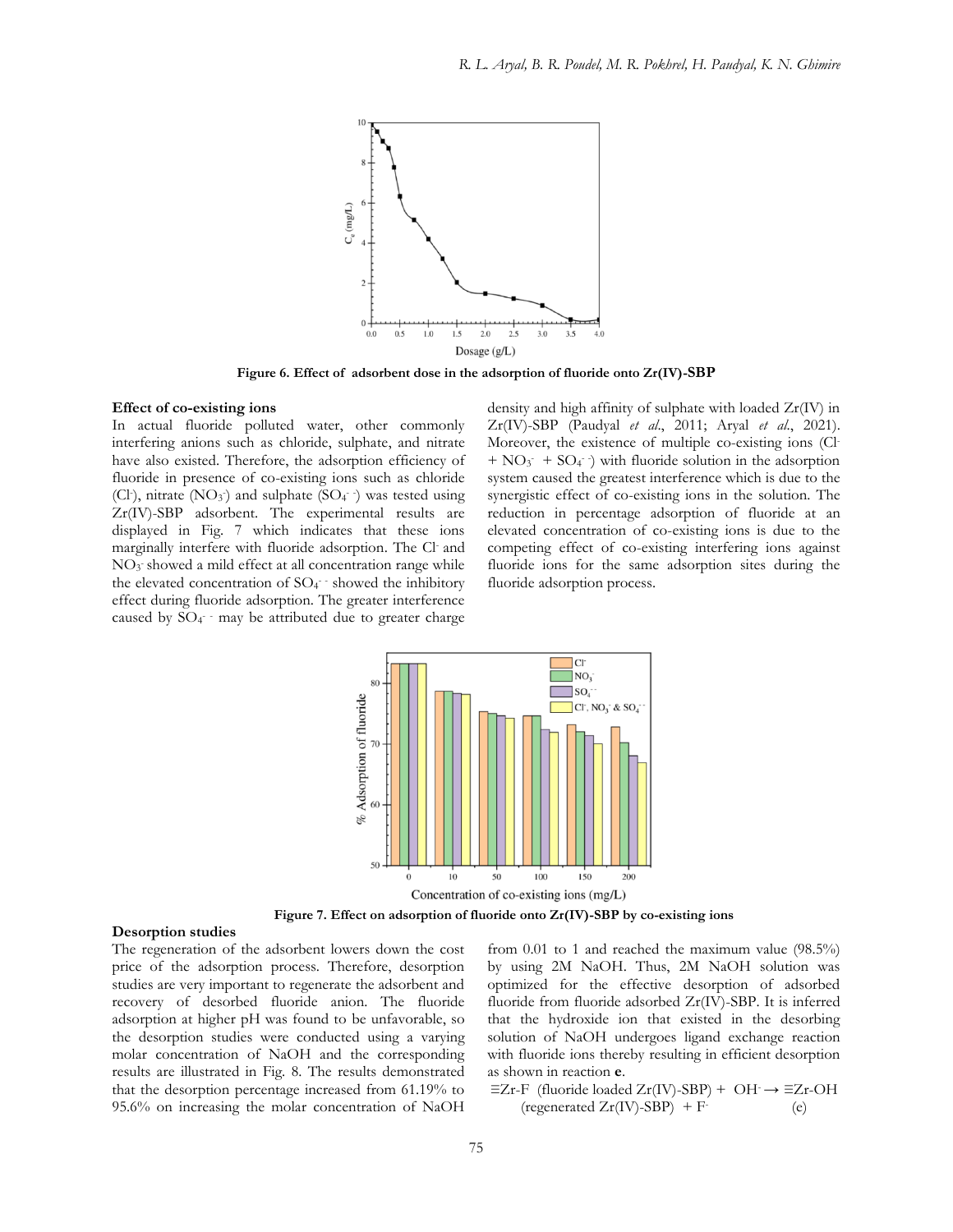Figure 6. Effect of adsorbent dose in the adsorption of fluoride onto Zr(IV)-SBP

### Effect of co-existing ions

In actual fluoride polluted water, other commonly interfering anions such as chloride, sulphate, and nitrate have also existed. Therefore, the adsorption efficiency of fluoride in presence of co-existing ions such as chloride ($Cl^-$), nitrate ($NO_3^-$) and sulphate ($SO_4^{--}$) was tested using Zr(IV)-SBP adsorbent. The experimental results are displayed in Fig. 7 which indicates that these ions marginally interfere with fluoride adsorption. The $Cl^-$ and $NO_3^-$ showed a mild effect at all concentration range while the elevated concentration of $SO_4^{--}$ showed the inhibitory effect during fluoride adsorption. The greater interference caused by $SO_4^{--}$ may be attributed due to greater charge density and high affinity of sulphate with loaded Zr(IV) in Zr(IV)-SBP (Paudyal *et al*., 2011; Aryal *et al*., 2021). Moreover, the existence of multiple co-existing ions ($Cl^-$ + $NO_3^-$ + $SO_4^{--}$) with fluoride solution in the adsorption system caused the greatest interference which is due to the synergistic effect of co-existing ions in the solution. The reduction in percentage adsorption of fluoride at an elevated concentration of co-existing ions is due to the competing effect of co-existing interfering ions against fluoride ions for the same adsorption sites during the fluoride adsorption process.

Figure 7. Effect on adsorption of fluoride onto Zr(IV)-SBP by co-existing ions

### Desorption studies

The regeneration of the adsorbent lowers down the cost price of the adsorption process. Therefore, desorption studies are very important to regenerate the adsorbent and recovery of desorbed fluoride anion. The fluoride adsorption at higher pH was found to be unfavorable, so the desorption studies were conducted using a varying molar concentration of NaOH and the corresponding results are illustrated in Fig. 8. The results demonstrated that the desorption percentage increased from 61.19% to 95.6% on increasing the molar concentration of NaOH from 0.01 to 1 and reached the maximum value (98.5%) by using 2M NaOH. Thus, 2M NaOH solution was optimized for the effective desorption of adsorbed fluoride from fluoride adsorbed Zr(IV)-SBP. It is inferred that the hydroxide ion that existed in the desorbing solution of NaOH undergoes ligand exchange reaction with fluoride ions thereby resulting in efficient desorption as shown in reaction **e**.

$$\equiv Zr\text{-}F \text{ (fluoride loaded Zr(IV)-SBP)} + OH^- \rightarrow \equiv Zr\text{-}OH \text{ (regenerated Zr(IV)-SBP)} + F^- \quad \text{(e)}$$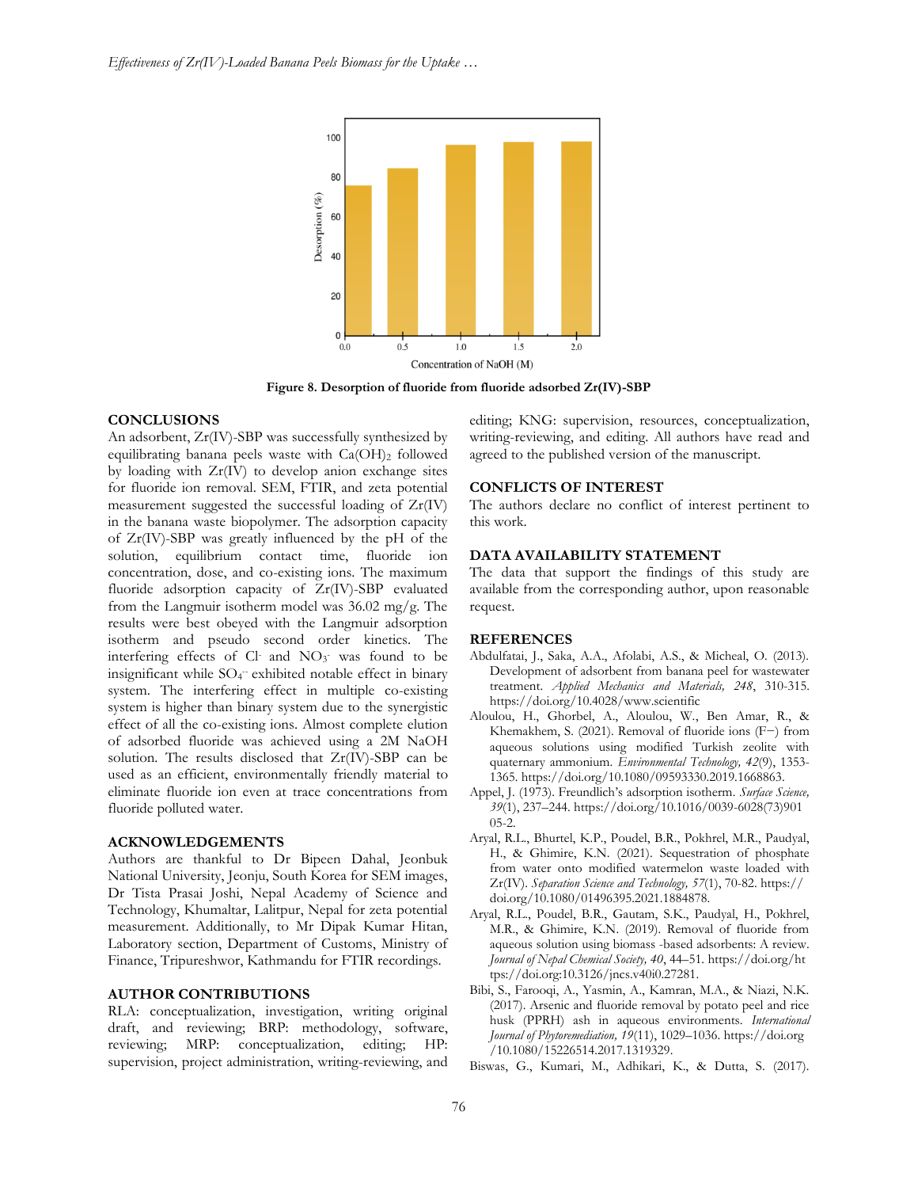Figure 8. Desorption of fluoride from fluoride adsorbed Zr(IV)-SBP

## CONCLUSIONS

An adsorbent, Zr(IV)-SBP was successfully synthesized by equilibrating banana peels waste with $Ca(OH)_2$ followed by loading with Zr(IV) to develop anion exchange sites for fluoride ion removal. SEM, FTIR, and zeta potential measurement suggested the successful loading of Zr(IV) in the banana waste biopolymer. The adsorption capacity of Zr(IV)-SBP was greatly influenced by the pH of the solution, equilibrium contact time, fluoride ion concentration, dose, and co-existing ions. The maximum fluoride adsorption capacity of Zr(IV)-SBP evaluated from the Langmuir isotherm model was 36.02 mg/g. The results were best obeyed with the Langmuir adsorption isotherm and pseudo second order kinetics. The interfering effects of $Cl^-$ and $NO_3^-$ was found to be insignificant while $SO_4^{--}$ exhibited notable effect in binary system. The interfering effect in multiple co-existing system is higher than binary system due to the synergistic effect of all the co-existing ions. Almost complete elution of adsorbed fluoride was achieved using a 2M NaOH solution. The results disclosed that Zr(IV)-SBP can be used as an efficient, environmentally friendly material to eliminate fluoride ion even at trace concentrations from fluoride polluted water.

## ACKNOWLEDGEMENTS

Authors are thankful to Dr Bipeen Dahal, Jeonbuk National University, Jeonju, South Korea for SEM images, Dr Tista Prasai Joshi, Nepal Academy of Science and Technology, Khumaltar, Lalitpur, Nepal for zeta potential measurement. Additionally, to Mr Dipak Kumar Hitan, Laboratory section, Department of Customs, Ministry of Finance, Tripureshwor, Kathmandu for FTIR recordings.

## AUTHOR CONTRIBUTIONS

RLA: conceptualization, investigation, writing original draft, and reviewing; BRP: methodology, software, reviewing; MRP: conceptualization, editing; HP: supervision, project administration, writing-reviewing, and editing; KNG: supervision, resources, conceptualization, writing-reviewing, and editing. All authors have read and agreed to the published version of the manuscript.

## CONFLICTS OF INTEREST

The authors declare no conflict of interest pertinent to this work.

## DATA AVAILABILITY STATEMENT

The data that support the findings of this study are available from the corresponding author, upon reasonable request.

## REFERENCES

Abdulfatai, J., Saka, A.A., Afolabi, A.S., & Micheal, O. (2013). Development of adsorbent from banana peel for wastewater treatment. *Applied Mechanics and Materials, 248*, 310-315. https://doi.org/10.4028/www.scientific

Aloulou, H., Ghorbel, A., Aloulou, W., Ben Amar, R., & Khemakhem, S. (2021). Removal of fluoride ions (F−) from aqueous solutions using modified Turkish zeolite with quaternary ammonium. *Environmental Technology, 42*(9), 1353-1365. https://doi.org/10.1080/09593330.2019.1668863.

Appel, J. (1973). Freundlich's adsorption isotherm. *Surface Science, 39*(1), 237–244. https://doi.org/10.1016/0039-6028(73)90105-2.

Aryal, R.L., Bhurtel, K.P., Poudel, B.R., Pokhrel, M.R., Paudyal, H., & Ghimire, K.N. (2021). Sequestration of phosphate from water onto modified watermelon waste loaded with Zr(IV). *Separation Science and Technology, 57*(1), 70-82. https://doi.org/10.1080/01496395.2021.1884878.

Aryal, R.L., Poudel, B.R., Gautam, S.K., Paudyal, H., Pokhrel, M.R., & Ghimire, K.N. (2019). Removal of fluoride from aqueous solution using biomass -based adsorbents: A review. *Journal of Nepal Chemical Society, 40*, 44–51. https://doi.org/https://doi.org:10.3126/jncs.v40i0.27281.

Bibi, S., Farooqi, A., Yasmin, A., Kamran, M.A., & Niazi, N.K. (2017). Arsenic and fluoride removal by potato peel and rice husk (PPRH) ash in aqueous environments. *International Journal of Phytoremediation, 19*(11), 1029–1036. https://doi.org/10.1080/15226514.2017.1319329.

Biswas, G., Kumari, M., Adhikari, K., & Dutta, S. (2017).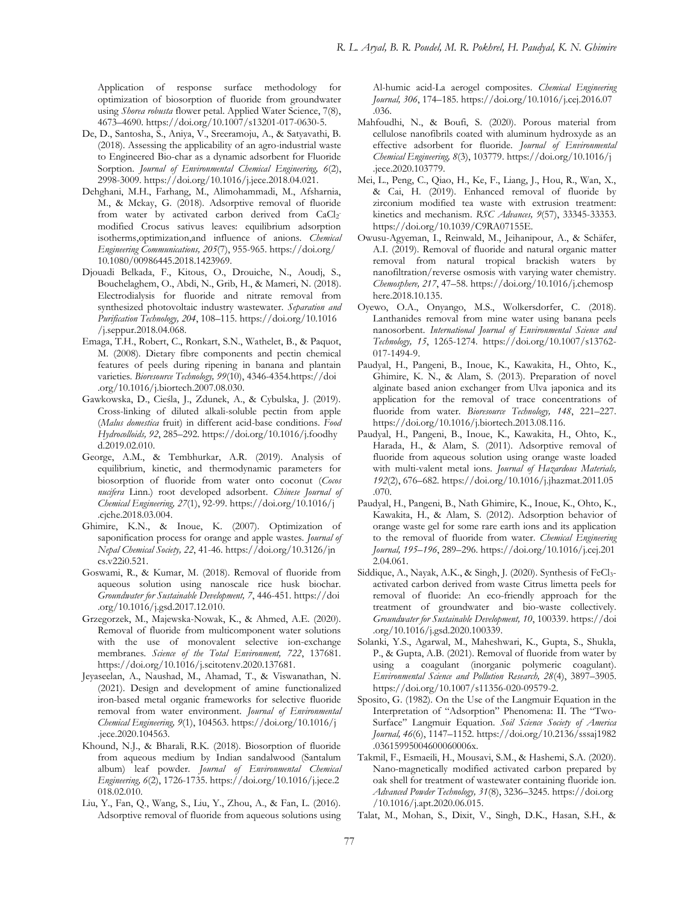Application of response surface methodology for optimization of biosorption of fluoride from groundwater using *Shorea robusta* flower petal. Applied Water Science, 7(8), 4673–4690. https://doi.org/10.1007/s13201-017-0630-5.

De, D., Santosha, S., Aniya, V., Sreeramoju, A., & Satyavathi, B. (2018). Assessing the applicability of an agro-industrial waste to Engineered Bio-char as a dynamic adsorbent for Fluoride Sorption. *Journal of Environmental Chemical Engineering, 6*(2), 2998-3009. https://doi.org/10.1016/j.jece.2018.04.021.

Dehghani, M.H., Farhang, M., Alimohammadi, M., Afsharnia, M., & Mckay, G. (2018). Adsorptive removal of fluoride from water by activated carbon derived from $CaCl_2$-modified Crocus sativus leaves: equilibrium adsorption isotherms,optimization,and influence of anions. *Chemical Engineering Communications, 205*(7), 955-965. https://doi.org/10.1080/00986445.2018.1423969.

Djouadi Belkada, F., Kitous, O., Drouiche, N., Aoudj, S., Bouchelaghem, O., Abdi, N., Grib, H., & Mameri, N. (2018). Electrodialysis for fluoride and nitrate removal from synthesized photovoltaic industry wastewater. *Separation and Purification Technology, 204*, 108–115. https://doi.org/10.1016/j.seppur.2018.04.068.

Emaga, T.H., Robert, C., Ronkart, S.N., Wathelet, B., & Paquot, M. (2008). Dietary fibre components and pectin chemical features of peels during ripening in banana and plantain varieties. *Bioresource Technology, 99*(10), 4346-4354.https://doi.org/10.1016/j.biortech.2007.08.030.

Gawkowska, D., Cieśla, J., Zdunek, A., & Cybulska, J. (2019). Cross-linking of diluted alkali-soluble pectin from apple (*Malus domestica* fruit) in different acid-base conditions. *Food Hydrocolloids, 92*, 285–292. https://doi.org/10.1016/j.foodhyd.2019.02.010.

George, A.M., & Tembhurkar, A.R. (2019). Analysis of equilibrium, kinetic, and thermodynamic parameters for biosorption of fluoride from water onto coconut (*Cocos nucifera* Linn.) root developed adsorbent. *Chinese Journal of Chemical Engineering, 27*(1), 92-99. https://doi.org/10.1016/j.cjche.2018.03.004.

Ghimire, K.N., & Inoue, K. (2007). Optimization of saponification process for orange and apple wastes. *Journal of Nepal Chemical Society, 22*, 41-46. https://doi.org/10.3126/jncs.v22i0.521.

Goswami, R., & Kumar, M. (2018). Removal of fluoride from aqueous solution using nanoscale rice husk biochar. *Groundwater for Sustainable Development, 7*, 446-451. https://doi.org/10.1016/j.gsd.2017.12.010.

Grzegorzek, M., Majewska-Nowak, K., & Ahmed, A.E. (2020). Removal of fluoride from multicomponent water solutions with the use of monovalent selective ion-exchange membranes. *Science of the Total Environment, 722*, 137681. https://doi.org/10.1016/j.scitotenv.2020.137681.

Jeyaseelan, A., Naushad, M., Ahamad, T., & Viswanathan, N. (2021). Design and development of amine functionalized iron-based metal organic frameworks for selective fluoride removal from water environment. *Journal of Environmental Chemical Engineering, 9*(1), 104563. https://doi.org/10.1016/j.jece.2020.104563.

Khound, N.J., & Bharali, R.K. (2018). Biosorption of fluoride from aqueous medium by Indian sandalwood (Santalum album) leaf powder. *Journal of Environmental Chemical Engineering, 6*(2), 1726-1735. https://doi.org/10.1016/j.jece.2018.02.010.

Liu, Y., Fan, Q., Wang, S., Liu, Y., Zhou, A., & Fan, L. (2016). Adsorptive removal of fluoride from aqueous solutions using Al-humic acid-La aerogel composites. *Chemical Engineering Journal, 306*, 174–185. https://doi.org/10.1016/j.cej.2016.07.036.

Mahfoudhi, N., & Boufi, S. (2020). Porous material from cellulose nanofibrils coated with aluminum hydroxyde as an effective adsorbent for fluoride. *Journal of Environmental Chemical Engineering, 8*(3), 103779. https://doi.org/10.1016/j.jece.2020.103779.

Mei, L., Peng, C., Qiao, H., Ke, F., Liang, J., Hou, R., Wan, X., & Cai, H. (2019). Enhanced removal of fluoride by zirconium modified tea waste with extrusion treatment: kinetics and mechanism. *RSC Advances, 9*(57), 33345-33353. https://doi.org/10.1039/C9RA07155E.

Owusu-Agyeman, I., Reinwald, M., Jeihanipour, A., & Schäfer, A.I. (2019). Removal of fluoride and natural organic matter removal from natural tropical brackish waters by nanofiltration/reverse osmosis with varying water chemistry. *Chemosphere, 217*, 47–58. https://doi.org/10.1016/j.chemosphere.2018.10.135.

Oyewo, O.A., Onyango, M.S., Wolkersdorfer, C. (2018). Lanthanides removal from mine water using banana peels nanosorbent. *International Journal of Environmental Science and Technology, 15*, 1265-1274. https://doi.org/10.1007/s13762-017-1494-9.

Paudyal, H., Pangeni, B., Inoue, K., Kawakita, H., Ohto, K., Ghimire, K. N., & Alam, S. (2013). Preparation of novel alginate based anion exchanger from Ulva japonica and its application for the removal of trace concentrations of fluoride from water. *Bioresource Technology, 148*, 221–227. https://doi.org/10.1016/j.biortech.2013.08.116.

Paudyal, H., Pangeni, B., Inoue, K., Kawakita, H., Ohto, K., Harada, H., & Alam, S. (2011). Adsorptive removal of fluoride from aqueous solution using orange waste loaded with multi-valent metal ions. *Journal of Hazardous Materials, 192*(2), 676–682. https://doi.org/10.1016/j.jhazmat.2011.05.070.

Paudyal, H., Pangeni, B., Nath Ghimire, K., Inoue, K., Ohto, K., Kawakita, H., & Alam, S. (2012). Adsorption behavior of orange waste gel for some rare earth ions and its application to the removal of fluoride from water. *Chemical Engineering Journal, 195–196*, 289–296. https://doi.org/10.1016/j.cej.2012.04.061.

Siddique, A., Nayak, A.K., & Singh, J. (2020). Synthesis of $FeCl_3$-activated carbon derived from waste Citrus limetta peels for removal of fluoride: An eco-friendly approach for the treatment of groundwater and bio-waste collectively. *Groundwater for Sustainable Development, 10*, 100339. https://doi.org/10.1016/j.gsd.2020.100339.

Solanki, Y.S., Agarwal, M., Maheshwari, K., Gupta, S., Shukla, P., & Gupta, A.B. (2021). Removal of fluoride from water by using a coagulant (inorganic polymeric coagulant). *Environmental Science and Pollution Research, 28*(4), 3897–3905. https://doi.org/10.1007/s11356-020-09579-2.

Sposito, G. (1982). On the Use of the Langmuir Equation in the Interpretation of "Adsorption" Phenomena: II. The "Two-Surface" Langmuir Equation. *Soil Science Society of America Journal, 46*(6), 1147–1152. https://doi.org/10.2136/sssaj1982.03615995004600060006x.

Takmil, F., Esmaeili, H., Mousavi, S.M., & Hashemi, S.A. (2020). Nano-magnetically modified activated carbon prepared by oak shell for treatment of wastewater containing fluoride ion. *Advanced Powder Technology, 31*(8), 3236–3245. https://doi.org/10.1016/j.apt.2020.06.015.

Talat, M., Mohan, S., Dixit, V., Singh, D.K., Hasan, S.H., &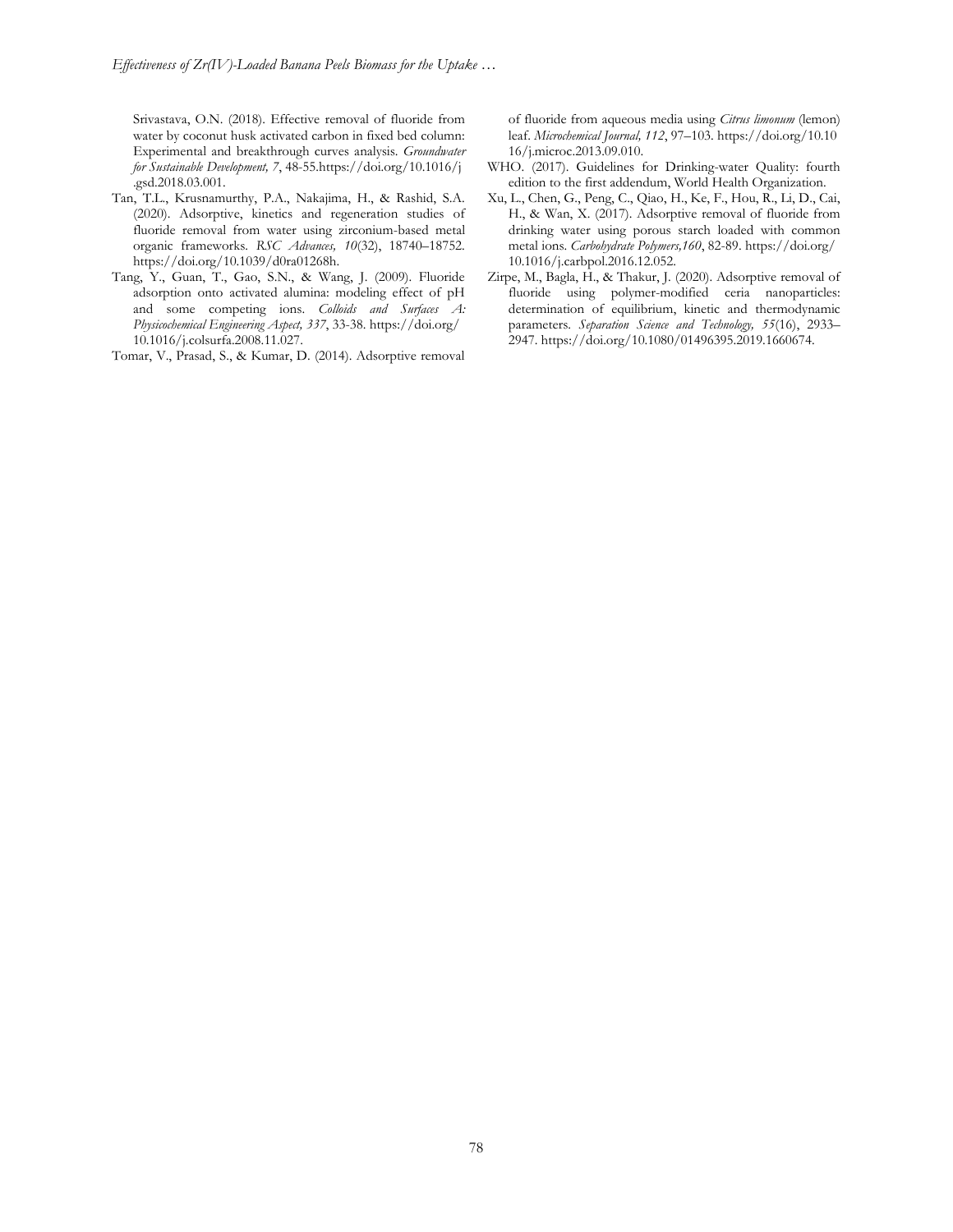Srivastava, O.N. (2018). Effective removal of fluoride from water by coconut husk activated carbon in fixed bed column: Experimental and breakthrough curves analysis. *Groundwater for Sustainable Development, 7*, 48-55.https://doi.org/10.1016/j.gsd.2018.03.001.

Tan, T.L., Krusnamurthy, P.A., Nakajima, H., & Rashid, S.A. (2020). Adsorptive, kinetics and regeneration studies of fluoride removal from water using zirconium-based metal organic frameworks. *RSC Advances, 10*(32), 18740–18752. https://doi.org/10.1039/d0ra01268h.

Tang, Y., Guan, T., Gao, S.N., & Wang, J. (2009). Fluoride adsorption onto activated alumina: modeling effect of pH and some competing ions. *Colloids and Surfaces A: Physicochemical Engineering Aspect, 337*, 33-38. https://doi.org/10.1016/j.colsurfa.2008.11.027.

Tomar, V., Prasad, S., & Kumar, D. (2014). Adsorptive removal of fluoride from aqueous media using *Citrus limonum* (lemon) leaf. *Microchemical Journal, 112*, 97–103. https://doi.org/10.1016/j.microc.2013.09.010.

WHO. (2017). Guidelines for Drinking-water Quality: fourth edition to the first addendum, World Health Organization.

Xu, L., Chen, G., Peng, C., Qiao, H., Ke, F., Hou, R., Li, D., Cai, H., & Wan, X. (2017). Adsorptive removal of fluoride from drinking water using porous starch loaded with common metal ions. *Carbohydrate Polymers,160*, 82-89. https://doi.org/10.1016/j.carbpol.2016.12.052.

Zirpe, M., Bagla, H., & Thakur, J. (2020). Adsorptive removal of fluoride using polymer-modified ceria nanoparticles: determination of equilibrium, kinetic and thermodynamic parameters. *Separation Science and Technology, 55*(16), 2933–2947. https://doi.org/10.1080/01496395.2019.1660674.